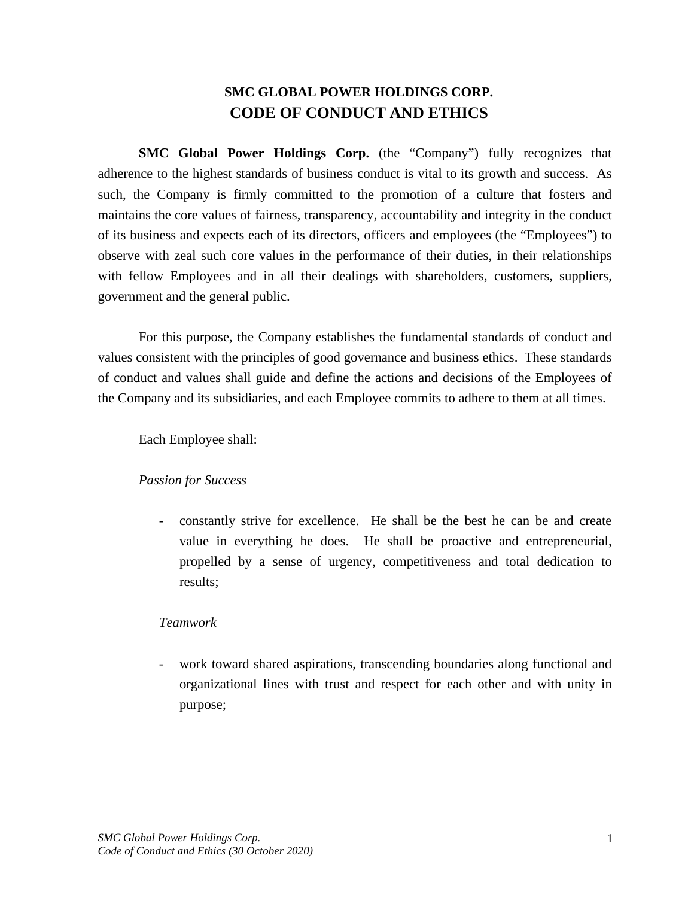# SMC GLOBAL POWER HOLDINGS CORP.
# CODE OF CONDUCT AND ETHICS

**SMC Global Power Holdings Corp.** (the "Company") fully recognizes that adherence to the highest standards of business conduct is vital to its growth and success. As such, the Company is firmly committed to the promotion of a culture that fosters and maintains the core values of fairness, transparency, accountability and integrity in the conduct of its business and expects each of its directors, officers and employees (the "Employees") to observe with zeal such core values in the performance of their duties, in their relationships with fellow Employees and in all their dealings with shareholders, customers, suppliers, government and the general public.

For this purpose, the Company establishes the fundamental standards of conduct and values consistent with the principles of good governance and business ethics. These standards of conduct and values shall guide and define the actions and decisions of the Employees of the Company and its subsidiaries, and each Employee commits to adhere to them at all times.

Each Employee shall:

*Passion for Success*

- constantly strive for excellence. He shall be the best he can be and create value in everything he does. He shall be proactive and entrepreneurial, propelled by a sense of urgency, competitiveness and total dedication to results;

*Teamwork*

- work toward shared aspirations, transcending boundaries along functional and organizational lines with trust and respect for each other and with unity in purpose;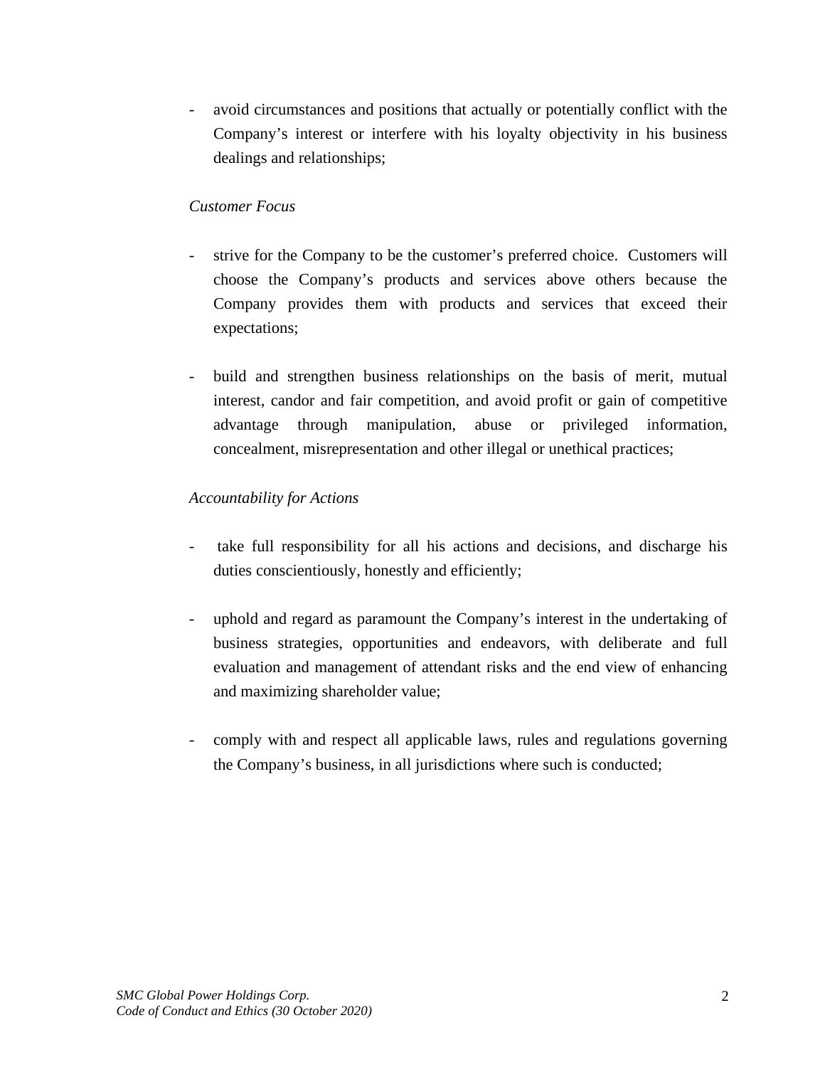- avoid circumstances and positions that actually or potentially conflict with the Company's interest or interfere with his loyalty objectivity in his business dealings and relationships;

*Customer Focus*

- strive for the Company to be the customer's preferred choice. Customers will choose the Company's products and services above others because the Company provides them with products and services that exceed their expectations;

- build and strengthen business relationships on the basis of merit, mutual interest, candor and fair competition, and avoid profit or gain of competitive advantage through manipulation, abuse or privileged information, concealment, misrepresentation and other illegal or unethical practices;

*Accountability for Actions*

- take full responsibility for all his actions and decisions, and discharge his duties conscientiously, honestly and efficiently;

- uphold and regard as paramount the Company's interest in the undertaking of business strategies, opportunities and endeavors, with deliberate and full evaluation and management of attendant risks and the end view of enhancing and maximizing shareholder value;

- comply with and respect all applicable laws, rules and regulations governing the Company's business, in all jurisdictions where such is conducted;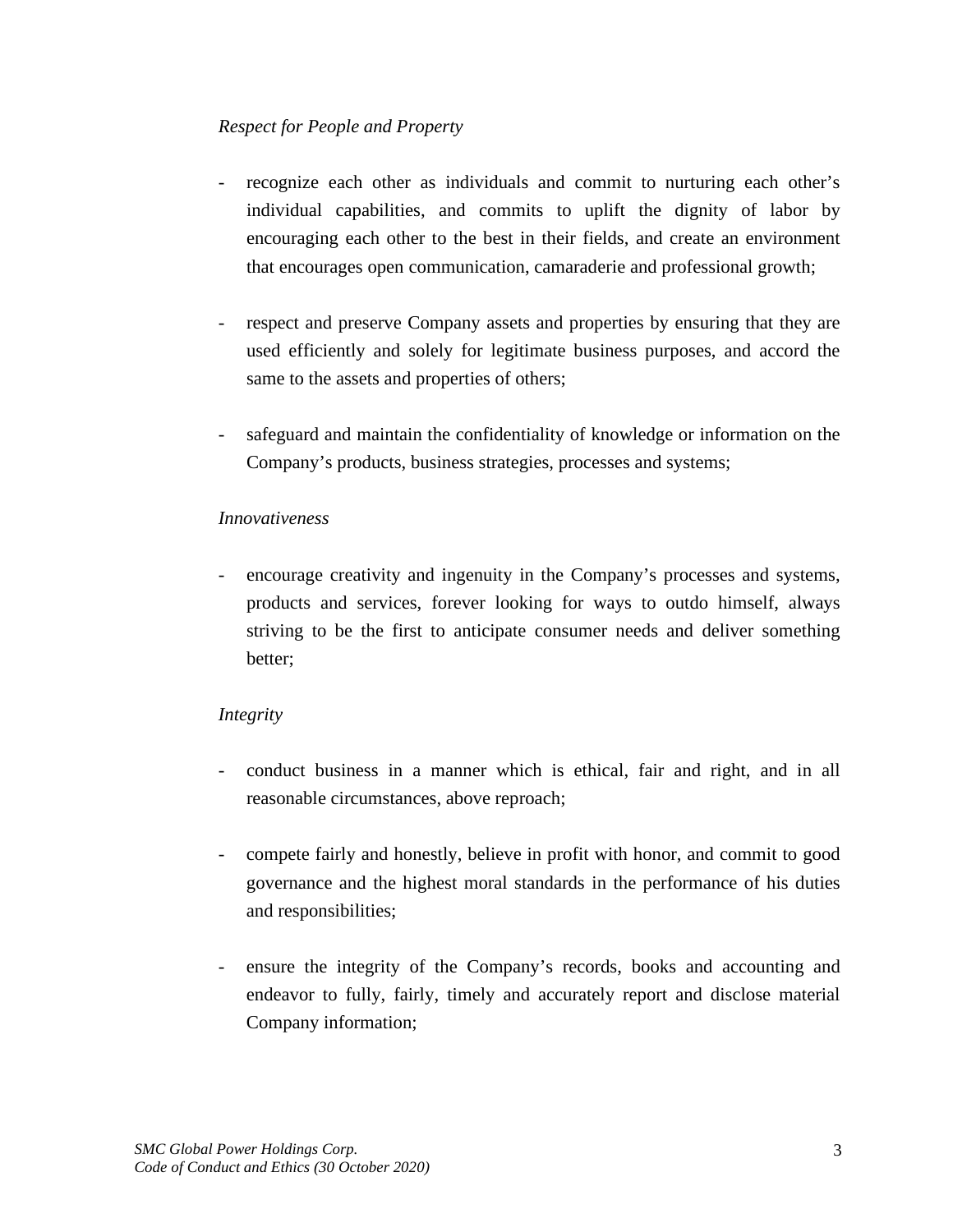*Respect for People and Property*

- recognize each other as individuals and commit to nurturing each other's individual capabilities, and commits to uplift the dignity of labor by encouraging each other to the best in their fields, and create an environment that encourages open communication, camaraderie and professional growth;

- respect and preserve Company assets and properties by ensuring that they are used efficiently and solely for legitimate business purposes, and accord the same to the assets and properties of others;

- safeguard and maintain the confidentiality of knowledge or information on the Company's products, business strategies, processes and systems;

*Innovativeness*

- encourage creativity and ingenuity in the Company's processes and systems, products and services, forever looking for ways to outdo himself, always striving to be the first to anticipate consumer needs and deliver something better;

*Integrity*

- conduct business in a manner which is ethical, fair and right, and in all reasonable circumstances, above reproach;

- compete fairly and honestly, believe in profit with honor, and commit to good governance and the highest moral standards in the performance of his duties and responsibilities;

- ensure the integrity of the Company's records, books and accounting and endeavor to fully, fairly, timely and accurately report and disclose material Company information;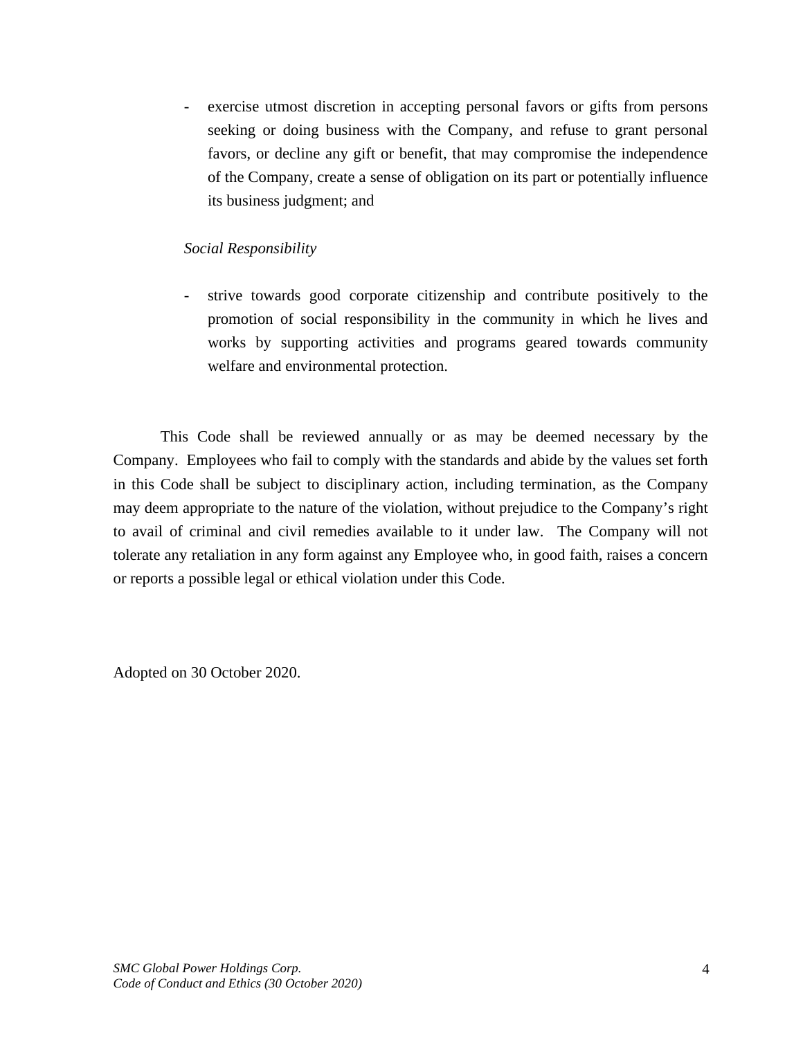- exercise utmost discretion in accepting personal favors or gifts from persons seeking or doing business with the Company, and refuse to grant personal favors, or decline any gift or benefit, that may compromise the independence of the Company, create a sense of obligation on its part or potentially influence its business judgment; and

*Social Responsibility*

- strive towards good corporate citizenship and contribute positively to the promotion of social responsibility in the community in which he lives and works by supporting activities and programs geared towards community welfare and environmental protection.

This Code shall be reviewed annually or as may be deemed necessary by the Company. Employees who fail to comply with the standards and abide by the values set forth in this Code shall be subject to disciplinary action, including termination, as the Company may deem appropriate to the nature of the violation, without prejudice to the Company's right to avail of criminal and civil remedies available to it under law. The Company will not tolerate any retaliation in any form against any Employee who, in good faith, raises a concern or reports a possible legal or ethical violation under this Code.

Adopted on 30 October 2020.